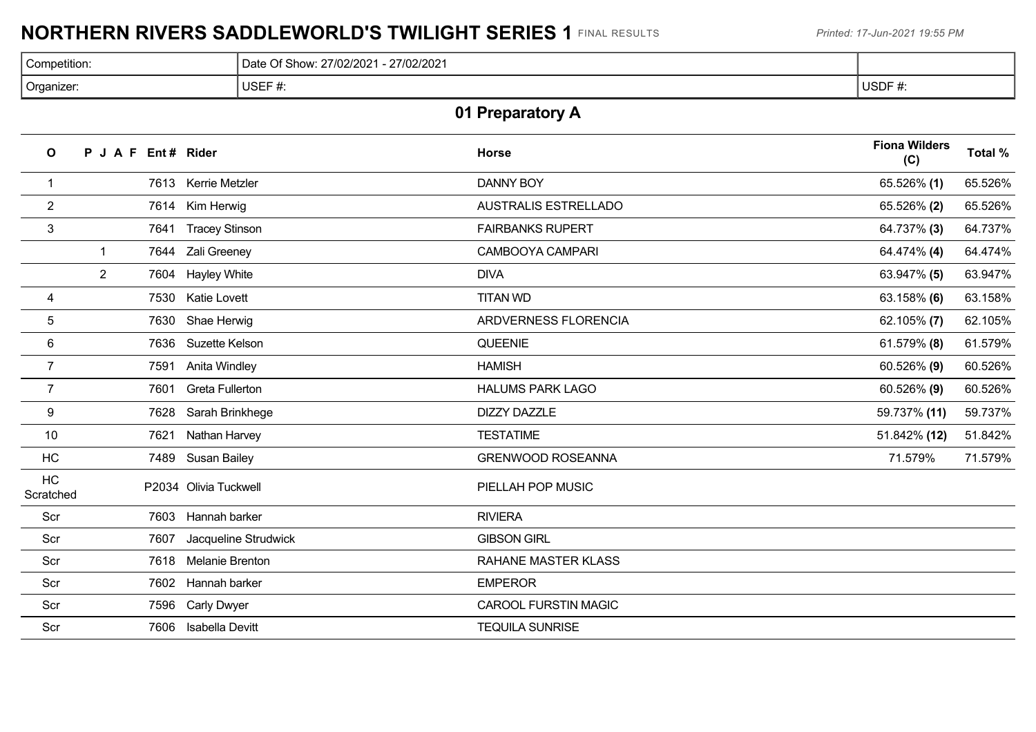# NORTHERN RIVERS SADDLEWORLD'S TWILIGHT SERIES 1 FINAL RESULTS

*Printed: 17-Jun-2021 19:55 PM*

| Competition: | Date Of Show: 27/02/2021 - 27/02/2021 | |
|---|---|---|
| Organizer: | USEF #: | USDF #: |

## 01 Preparatory A

| O | P | J | A | F | Ent # | Rider | Horse | Fiona Wilders (C) | Total % |
|---|---|---|---|---|---|---|---|---|---|
| 1 | | | | | 7613 | Kerrie Metzler | DANNY BOY | 65.526% **(1)** | 65.526% |
| 2 | | | | | 7614 | Kim Herwig | AUSTRALIS ESTRELLADO | 65.526% **(2)** | 65.526% |
| 3 | | | | | 7641 | Tracey Stinson | FAIRBANKS RUPERT | 64.737% **(3)** | 64.737% |
| | 1 | | | | 7644 | Zali Greeney | CAMBOOYA CAMPARI | 64.474% **(4)** | 64.474% |
| | 2 | | | | 7604 | Hayley White | DIVA | 63.947% **(5)** | 63.947% |
| 4 | | | | | 7530 | Katie Lovett | TITAN WD | 63.158% **(6)** | 63.158% |
| 5 | | | | | 7630 | Shae Herwig | ARDVERNESS FLORENCIA | 62.105% **(7)** | 62.105% |
| 6 | | | | | 7636 | Suzette Kelson | QUEENIE | 61.579% **(8)** | 61.579% |
| 7 | | | | | 7591 | Anita Windley | HAMISH | 60.526% **(9)** | 60.526% |
| 7 | | | | | 7601 | Greta Fullerton | HALUMS PARK LAGO | 60.526% **(9)** | 60.526% |
| 9 | | | | | 7628 | Sarah Brinkhege | DIZZY DAZZLE | 59.737% **(11)** | 59.737% |
| 10 | | | | | 7621 | Nathan Harvey | TESTATIME | 51.842% **(12)** | 51.842% |
| HC | | | | | 7489 | Susan Bailey | GRENWOOD ROSEANNA | 71.579% | 71.579% |
| HC Scratched | | | | | P2034 | Olivia Tuckwell | PIELLAH POP MUSIC | | |
| Scr | | | | | 7603 | Hannah barker | RIVIERA | | |
| Scr | | | | | 7607 | Jacqueline Strudwick | GIBSON GIRL | | |
| Scr | | | | | 7618 | Melanie Brenton | RAHANE MASTER KLASS | | |
| Scr | | | | | 7602 | Hannah barker | EMPEROR | | |
| Scr | | | | | 7596 | Carly Dwyer | CAROOL FURSTIN MAGIC | | |
| Scr | | | | | 7606 | Isabella Devitt | TEQUILA SUNRISE | | |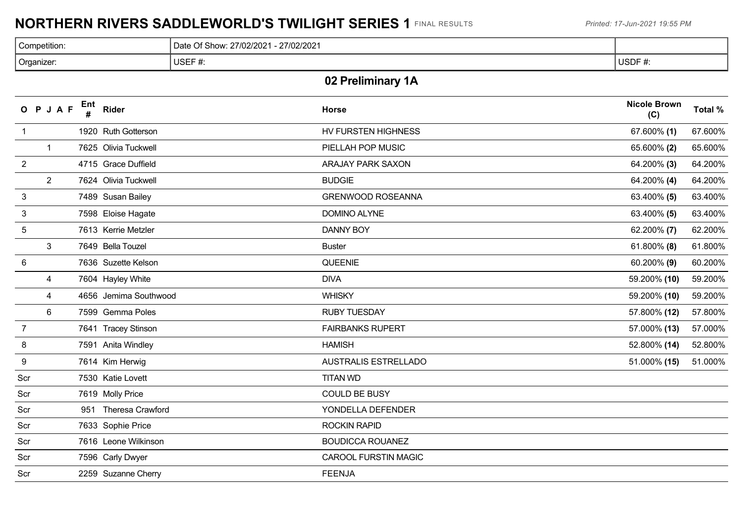# NORTHERN RIVERS SADDLEWORLD'S TWILIGHT SERIES 1 FINAL RESULTS

Printed: 17-Jun-2021 19:55 PM

| Competition: | Date Of Show: 27/02/2021 - 27/02/2021 | |
|---|---|---|
| Organizer: | USEF #: | USDF #: |

## 02 Preliminary 1A

| O | P | J | A | F | Ent # | Rider | Horse | Nicole Brown (C) | Total % |
|---|---|---|---|---|---|---|---|---|---|
| 1 | | | | | 1920 | Ruth Gotterson | HV FURSTEN HIGHNESS | 67.600% **(1)** | 67.600% |
| | 1 | | | | 7625 | Olivia Tuckwell | PIELLAH POP MUSIC | 65.600% **(2)** | 65.600% |
| 2 | | | | | 4715 | Grace Duffield | ARAJAY PARK SAXON | 64.200% **(3)** | 64.200% |
| | 2 | | | | 7624 | Olivia Tuckwell | BUDGIE | 64.200% **(4)** | 64.200% |
| 3 | | | | | 7489 | Susan Bailey | GRENWOOD ROSEANNA | 63.400% **(5)** | 63.400% |
| 3 | | | | | 7598 | Eloise Hagate | DOMINO ALYNE | 63.400% **(5)** | 63.400% |
| 5 | | | | | 7613 | Kerrie Metzler | DANNY BOY | 62.200% **(7)** | 62.200% |
| | 3 | | | | 7649 | Bella Touzel | Buster | 61.800% **(8)** | 61.800% |
| 6 | | | | | 7636 | Suzette Kelson | QUEENIE | 60.200% **(9)** | 60.200% |
| | 4 | | | | 7604 | Hayley White | DIVA | 59.200% **(10)** | 59.200% |
| | 4 | | | | 4656 | Jemima Southwood | WHISKY | 59.200% **(10)** | 59.200% |
| | 6 | | | | 7599 | Gemma Poles | RUBY TUESDAY | 57.800% **(12)** | 57.800% |
| 7 | | | | | 7641 | Tracey Stinson | FAIRBANKS RUPERT | 57.000% **(13)** | 57.000% |
| 8 | | | | | 7591 | Anita Windley | HAMISH | 52.800% **(14)** | 52.800% |
| 9 | | | | | 7614 | Kim Herwig | AUSTRALIS ESTRELLADO | 51.000% **(15)** | 51.000% |
| Scr | | | | | 7530 | Katie Lovett | TITAN WD | | |
| Scr | | | | | 7619 | Molly Price | COULD BE BUSY | | |
| Scr | | | | | 951 | Theresa Crawford | YONDELLA DEFENDER | | |
| Scr | | | | | 7633 | Sophie Price | ROCKIN RAPID | | |
| Scr | | | | | 7616 | Leone Wilkinson | BOUDICCA ROUANEZ | | |
| Scr | | | | | 7596 | Carly Dwyer | CAROOL FURSTIN MAGIC | | |
| Scr | | | | | 2259 | Suzanne Cherry | FEENJA | | |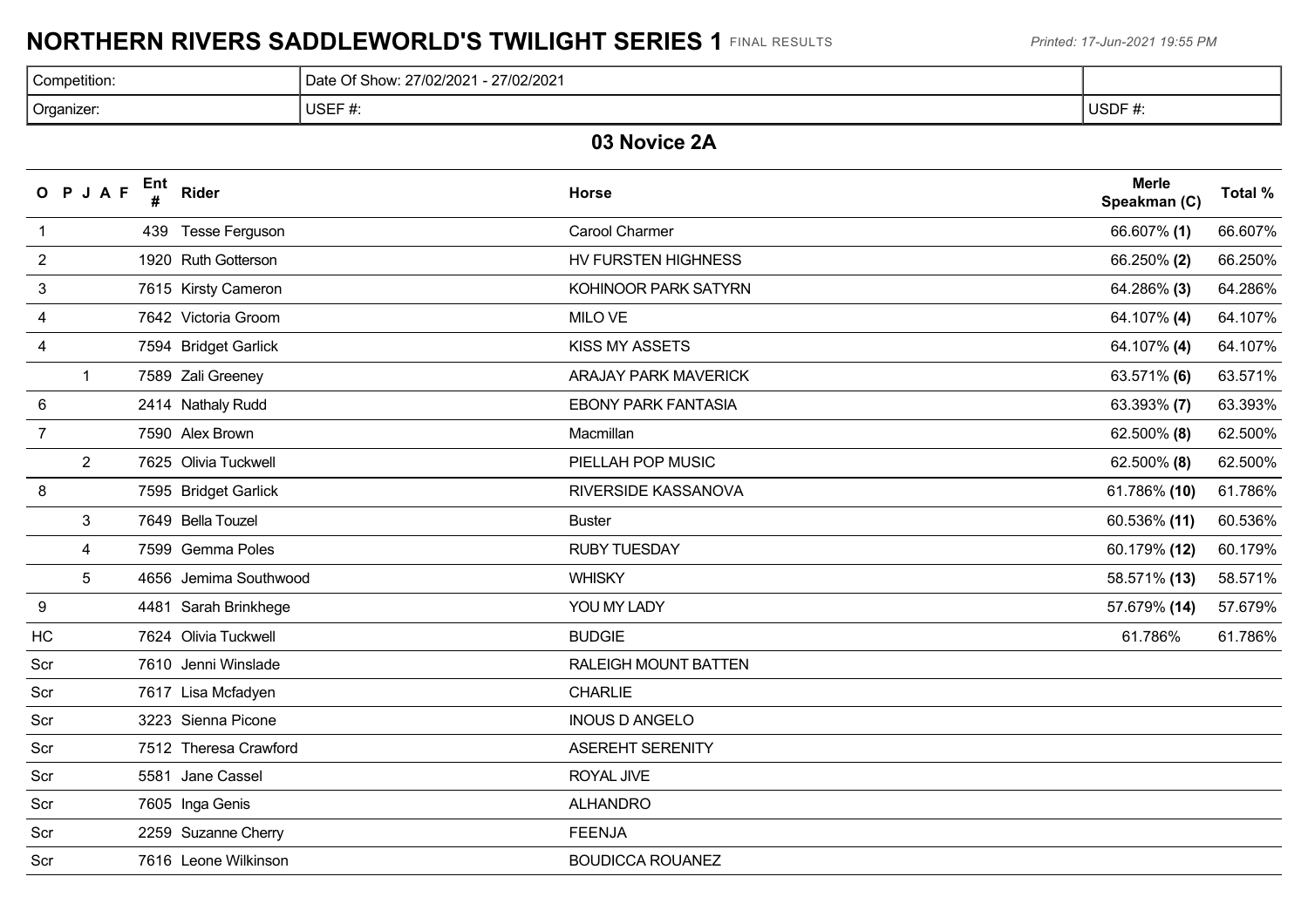# NORTHERN RIVERS SADDLEWORLD'S TWILIGHT SERIES 1 FINAL RESULTS

*Printed: 17-Jun-2021 19:55 PM*

| Competition: | Date Of Show: 27/02/2021 - 27/02/2021 | |
|---|---|---|
| Organizer: | USEF #: | USDF #: |

## 03 Novice 2A

| O | P | J | A | F | Ent # | Rider | Horse | Merle Speakman (C) | Total % |
|---|---|---|---|---|---|---|---|---|---|
| 1 | | | | | 439 | Tesse Ferguson | Carool Charmer | 66.607% **(1)** | 66.607% |
| 2 | | | | | 1920 | Ruth Gotterson | HV FURSTEN HIGHNESS | 66.250% **(2)** | 66.250% |
| 3 | | | | | 7615 | Kirsty Cameron | KOHINOOR PARK SATYRN | 64.286% **(3)** | 64.286% |
| 4 | | | | | 7642 | Victoria Groom | MILO VE | 64.107% **(4)** | 64.107% |
| 4 | | | | | 7594 | Bridget Garlick | KISS MY ASSETS | 64.107% **(4)** | 64.107% |
| | 1 | | | | 7589 | Zali Greeney | ARAJAY PARK MAVERICK | 63.571% **(6)** | 63.571% |
| 6 | | | | | 2414 | Nathaly Rudd | EBONY PARK FANTASIA | 63.393% **(7)** | 63.393% |
| 7 | | | | | 7590 | Alex Brown | Macmillan | 62.500% **(8)** | 62.500% |
| | 2 | | | | 7625 | Olivia Tuckwell | PIELLAH POP MUSIC | 62.500% **(8)** | 62.500% |
| 8 | | | | | 7595 | Bridget Garlick | RIVERSIDE KASSANOVA | 61.786% **(10)** | 61.786% |
| | 3 | | | | 7649 | Bella Touzel | Buster | 60.536% **(11)** | 60.536% |
| | 4 | | | | 7599 | Gemma Poles | RUBY TUESDAY | 60.179% **(12)** | 60.179% |
| | 5 | | | | 4656 | Jemima Southwood | WHISKY | 58.571% **(13)** | 58.571% |
| 9 | | | | | 4481 | Sarah Brinkhege | YOU MY LADY | 57.679% **(14)** | 57.679% |
| HC | | | | | 7624 | Olivia Tuckwell | BUDGIE | 61.786% | 61.786% |
| Scr | | | | | 7610 | Jenni Winslade | RALEIGH MOUNT BATTEN | | |
| Scr | | | | | 7617 | Lisa Mcfadyen | CHARLIE | | |
| Scr | | | | | 3223 | Sienna Picone | INOUS D ANGELO | | |
| Scr | | | | | 7512 | Theresa Crawford | ASEREHT SERENITY | | |
| Scr | | | | | 5581 | Jane Cassel | ROYAL JIVE | | |
| Scr | | | | | 7605 | Inga Genis | ALHANDRO | | |
| Scr | | | | | 2259 | Suzanne Cherry | FEENJA | | |
| Scr | | | | | 7616 | Leone Wilkinson | BOUDICCA ROUANEZ | | |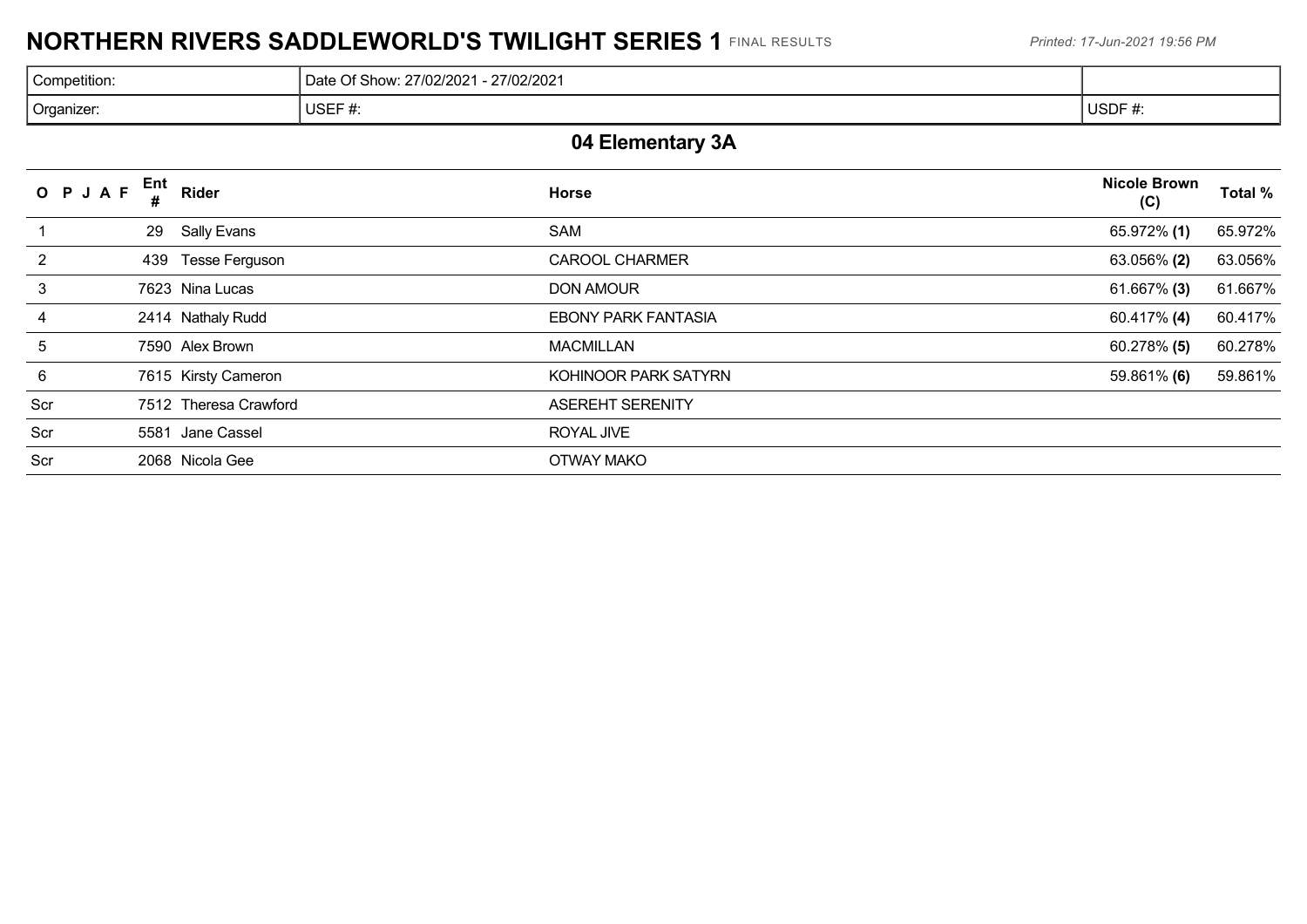# NORTHERN RIVERS SADDLEWORLD'S TWILIGHT SERIES 1 FINAL RESULTS

*Printed: 17-Jun-2021 19:56 PM*

| Competition: | Date Of Show: 27/02/2021 - 27/02/2021 | |
|---|---|---|
| Organizer: | USEF #: | USDF #: |

## 04 Elementary 3A

| O P J A F | Ent # | Rider | Horse | Nicole Brown (C) | Total % |
|---|---|---|---|---|---|
| 1 | 29 | Sally Evans | SAM | 65.972% **(1)** | 65.972% |
| 2 | 439 | Tesse Ferguson | CAROOL CHARMER | 63.056% **(2)** | 63.056% |
| 3 | 7623 | Nina Lucas | DON AMOUR | 61.667% **(3)** | 61.667% |
| 4 | 2414 | Nathaly Rudd | EBONY PARK FANTASIA | 60.417% **(4)** | 60.417% |
| 5 | 7590 | Alex Brown | MACMILLAN | 60.278% **(5)** | 60.278% |
| 6 | 7615 | Kirsty Cameron | KOHINOOR PARK SATYRN | 59.861% **(6)** | 59.861% |
| Scr | 7512 | Theresa Crawford | ASEREHT SERENITY | | |
| Scr | 5581 | Jane Cassel | ROYAL JIVE | | |
| Scr | 2068 | Nicola Gee | OTWAY MAKO | | |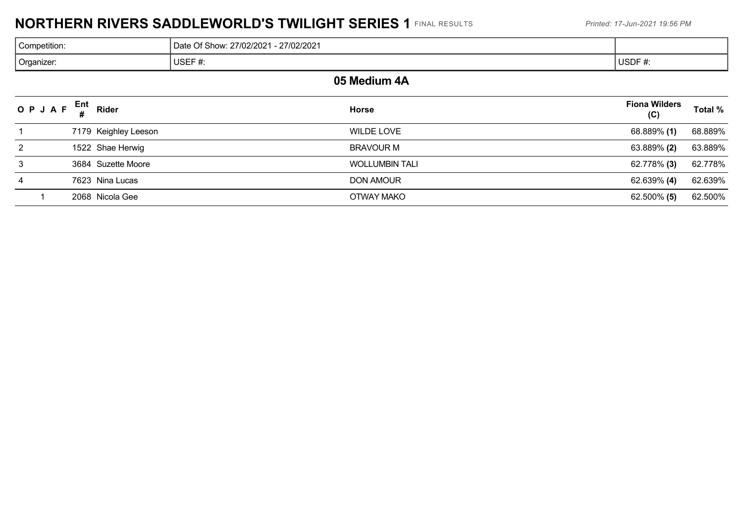# NORTHERN RIVERS SADDLEWORLD'S TWILIGHT SERIES 1 FINAL RESULTS

*Printed: 17-Jun-2021 19:56 PM*

| Competition: | Date Of Show: 27/02/2021 - 27/02/2021 | |
|---|---|---|
| Organizer: | USEF #: | USDF #: |

## 05 Medium 4A

| O | P | J | A | F | Ent # | Rider | Horse | Fiona Wilders (C) | Total % |
|---|---|---|---|---|---|---|---|---|---|
| 1 | | | | | 7179 | Keighley Leeson | WILDE LOVE | 68.889% **(1)** | 68.889% |
| 2 | | | | | 1522 | Shae Herwig | BRAVOUR M | 63.889% **(2)** | 63.889% |
| 3 | | | | | 3684 | Suzette Moore | WOLLUMBIN TALI | 62.778% **(3)** | 62.778% |
| 4 | | | | | 7623 | Nina Lucas | DON AMOUR | 62.639% **(4)** | 62.639% |
| | | | 1 | | 2068 | Nicola Gee | OTWAY MAKO | 62.500% **(5)** | 62.500% |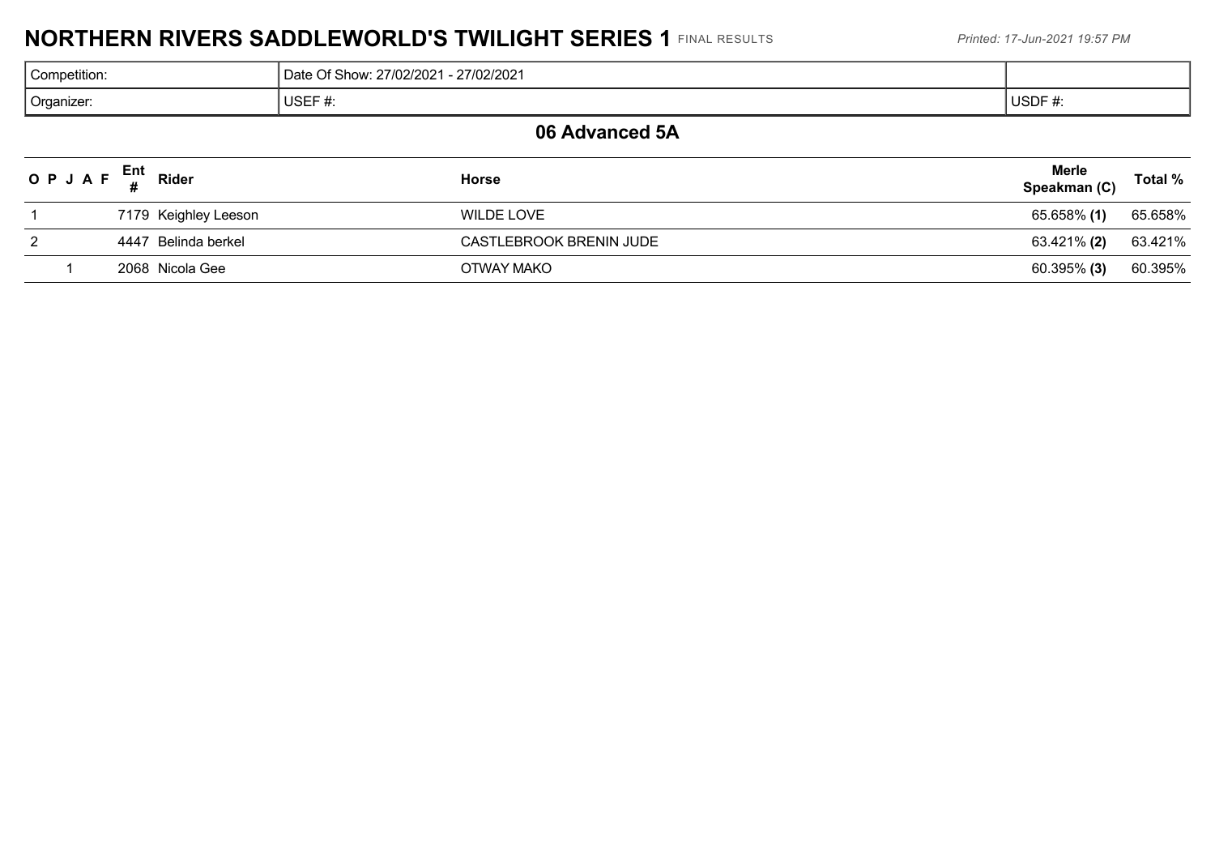# NORTHERN RIVERS SADDLEWORLD'S TWILIGHT SERIES 1 FINAL RESULTS

*Printed: 17-Jun-2021 19:57 PM*

| Competition: | Date Of Show: 27/02/2021 - 27/02/2021 | |
|---|---|---|
| Organizer: | USEF #: | USDF #: |

## 06 Advanced 5A

| O | P | J | A | F | Ent # | Rider | Horse | Merle Speakman (C) | Total % |
|---|---|---|---|---|---|---|---|---|---|
| 1 | | | | | 7179 | Keighley Leeson | WILDE LOVE | 65.658% **(1)** | 65.658% |
| 2 | | | | | 4447 | Belinda berkel | CASTLEBROOK BRENIN JUDE | 63.421% **(2)** | 63.421% |
| | | 1 | | | 2068 | Nicola Gee | OTWAY MAKO | 60.395% **(3)** | 60.395% |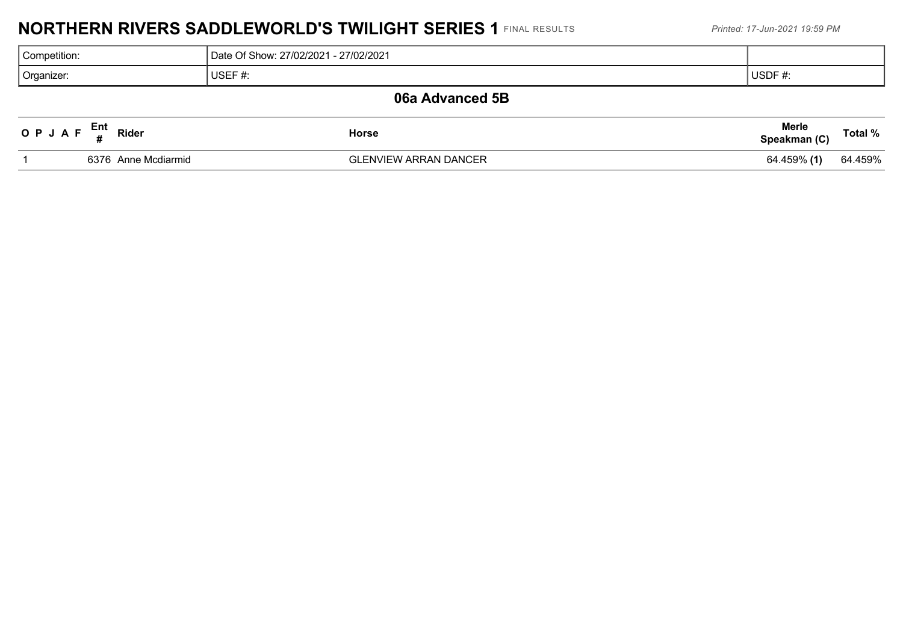# NORTHERN RIVERS SADDLEWORLD'S TWILIGHT SERIES 1 FINAL RESULTS

*Printed: 17-Jun-2021 19:59 PM*

| Competition: | Date Of Show: 27/02/2021 - 27/02/2021 | |
|---|---|---|
| Organizer: | USEF #: | USDF #: |

## 06a Advanced 5B

| O P J A F | Ent # | Rider | Horse | Merle Speakman (C) | Total % |
|---|---|---|---|---|---|
| 1 | 6376 | Anne Mcdiarmid | GLENVIEW ARRAN DANCER | 64.459% **(1)** | 64.459% |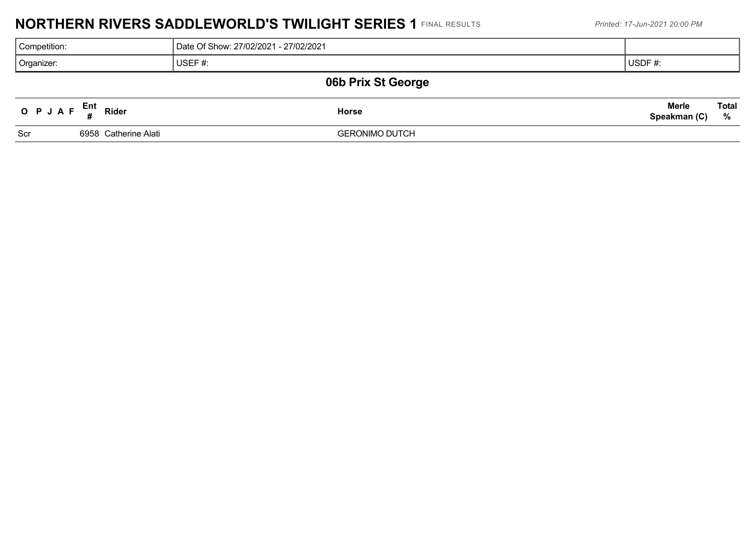# NORTHERN RIVERS SADDLEWORLD'S TWILIGHT SERIES 1 FINAL RESULTS

*Printed: 17-Jun-2021 20:00 PM*

| Competition: | Date Of Show: 27/02/2021 - 27/02/2021 | |
|---|---|---|
| Organizer: | USEF #: | USDF #: |

## 06b Prix St George

| O P J A F | Ent # | Rider | Horse | Merle Speakman (C) | Total % |
|---|---|---|---|---|---|
| Scr | 6958 | Catherine Alati | GERONIMO DUTCH | | |